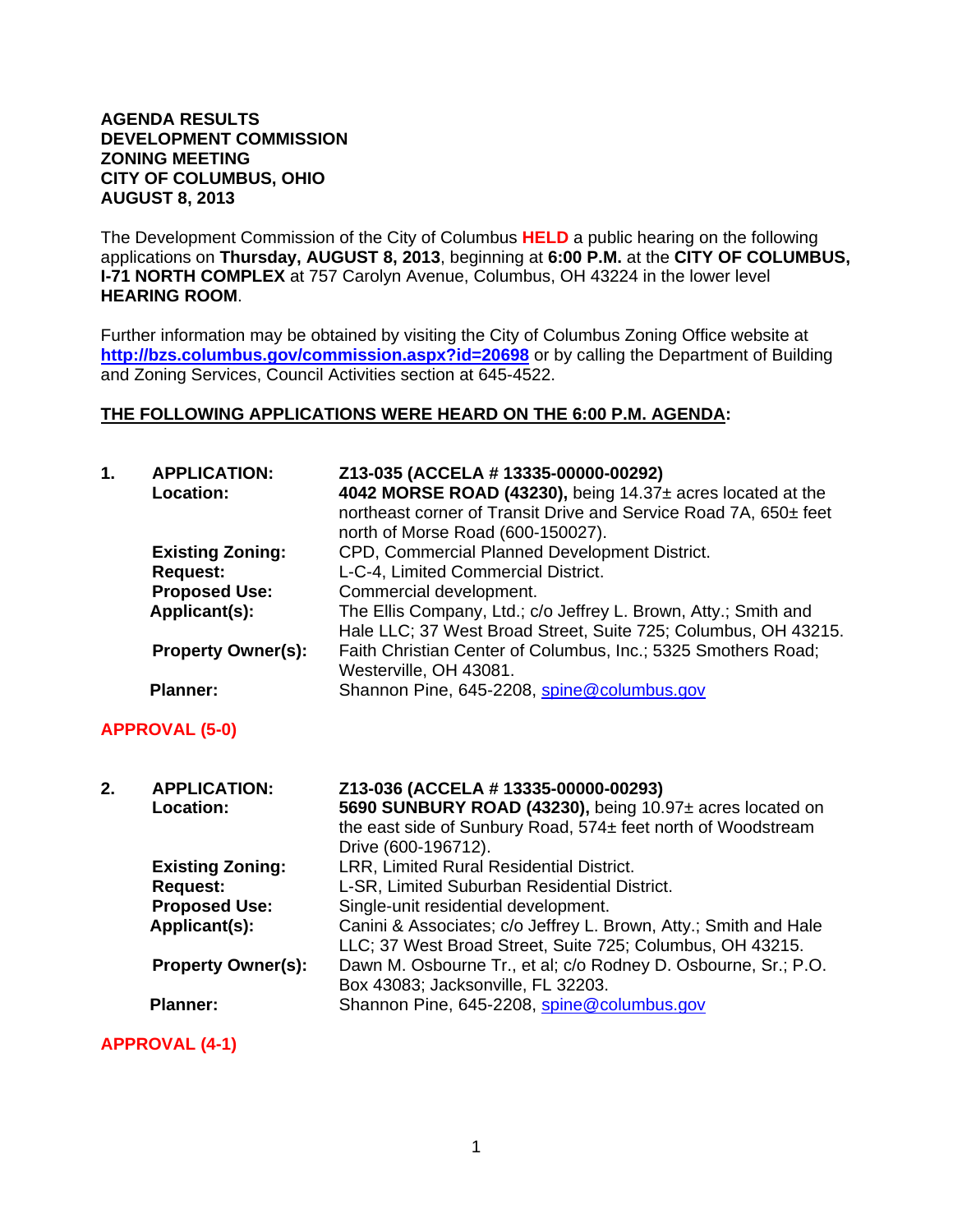**AGENDA RESULTS**
**DEVELOPMENT COMMISSION**
**ZONING MEETING**
**CITY OF COLUMBUS, OHIO**
**AUGUST 8, 2013**

The Development Commission of the City of Columbus **HELD** a public hearing on the following applications on **Thursday, AUGUST 8, 2013**, beginning at **6:00 P.M.** at the **CITY OF COLUMBUS, I-71 NORTH COMPLEX** at 757 Carolyn Avenue, Columbus, OH 43224 in the lower level **HEARING ROOM**.

Further information may be obtained by visiting the City of Columbus Zoning Office website at **http://bzs.columbus.gov/commission.aspx?id=20698** or by calling the Department of Building and Zoning Services, Council Activities section at 645-4522.

**THE FOLLOWING APPLICATIONS WERE HEARD ON THE 6:00 P.M. AGENDA:**

**1. APPLICATION:** **Z13-035 (ACCELA # 13335-00000-00292)**
**Location:** **4042 MORSE ROAD (43230),** being 14.37± acres located at the northeast corner of Transit Drive and Service Road 7A, 650± feet north of Morse Road (600-150027).
**Existing Zoning:** CPD, Commercial Planned Development District.
**Request:** L-C-4, Limited Commercial District.
**Proposed Use:** Commercial development.
**Applicant(s):** The Ellis Company, Ltd.; c/o Jeffrey L. Brown, Atty.; Smith and Hale LLC; 37 West Broad Street, Suite 725; Columbus, OH 43215.
**Property Owner(s):** Faith Christian Center of Columbus, Inc.; 5325 Smothers Road; Westerville, OH 43081.
**Planner:** Shannon Pine, 645-2208, spine@columbus.gov

**APPROVAL (5-0)**

**2. APPLICATION:** **Z13-036 (ACCELA # 13335-00000-00293)**
**Location:** **5690 SUNBURY ROAD (43230),** being 10.97± acres located on the east side of Sunbury Road, 574± feet north of Woodstream Drive (600-196712).
**Existing Zoning:** LRR, Limited Rural Residential District.
**Request:** L-SR, Limited Suburban Residential District.
**Proposed Use:** Single-unit residential development.
**Applicant(s):** Canini & Associates; c/o Jeffrey L. Brown, Atty.; Smith and Hale LLC; 37 West Broad Street, Suite 725; Columbus, OH 43215.
**Property Owner(s):** Dawn M. Osbourne Tr., et al; c/o Rodney D. Osbourne, Sr.; P.O. Box 43083; Jacksonville, FL 32203.
**Planner:** Shannon Pine, 645-2208, spine@columbus.gov

**APPROVAL (4-1)**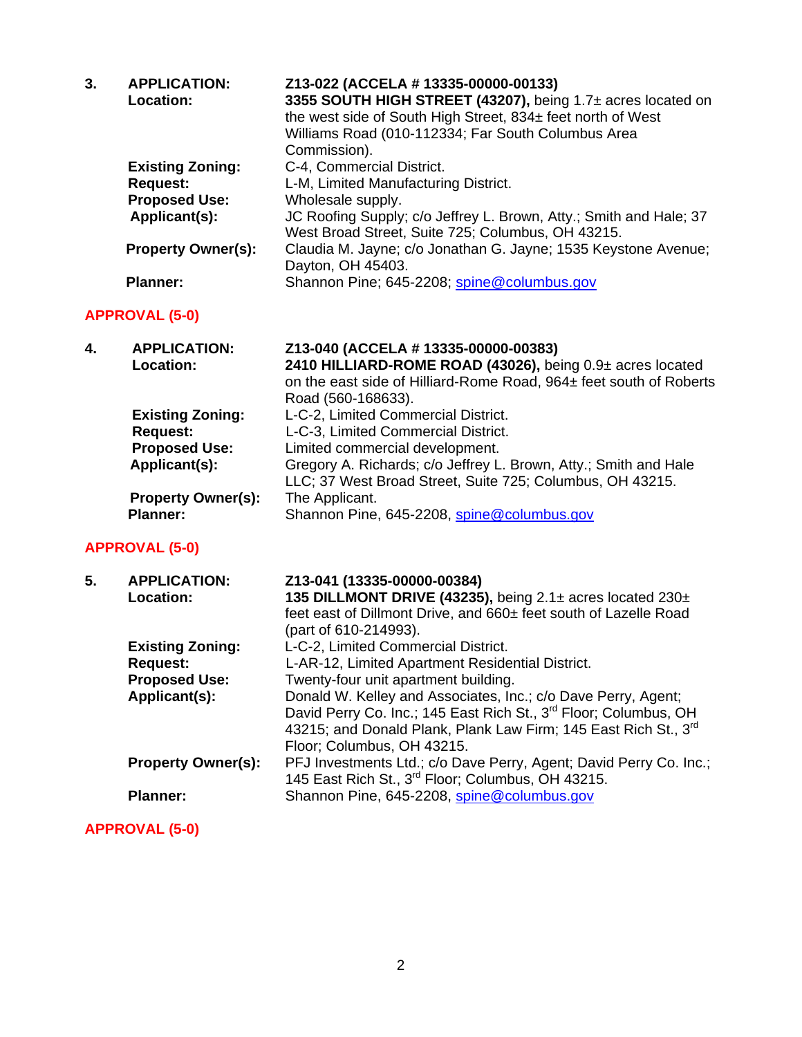**3. APPLICATION:** **Z13-022 (ACCELA # 13335-00000-00133)**

**Location:** **3355 SOUTH HIGH STREET (43207),** being 1.7± acres located on the west side of South High Street, 834± feet north of West Williams Road (010-112334; Far South Columbus Area Commission).

**Existing Zoning:** C-4, Commercial District.

**Request:** L-M, Limited Manufacturing District.

**Proposed Use:** Wholesale supply.

**Applicant(s):** JC Roofing Supply; c/o Jeffrey L. Brown, Atty.; Smith and Hale; 37 West Broad Street, Suite 725; Columbus, OH 43215.

**Property Owner(s):** Claudia M. Jayne; c/o Jonathan G. Jayne; 1535 Keystone Avenue; Dayton, OH 45403.

**Planner:** Shannon Pine; 645-2208; spine@columbus.gov

**APPROVAL (5-0)**

**4. APPLICATION:** **Z13-040 (ACCELA # 13335-00000-00383)**

**Location:** **2410 HILLIARD-ROME ROAD (43026),** being 0.9± acres located on the east side of Hilliard-Rome Road, 964± feet south of Roberts Road (560-168633).

**Existing Zoning:** L-C-2, Limited Commercial District.

**Request:** L-C-3, Limited Commercial District.

**Proposed Use:** Limited commercial development.

**Applicant(s):** Gregory A. Richards; c/o Jeffrey L. Brown, Atty.; Smith and Hale LLC; 37 West Broad Street, Suite 725; Columbus, OH 43215.

**Property Owner(s):** The Applicant.

**Planner:** Shannon Pine, 645-2208, spine@columbus.gov

**APPROVAL (5-0)**

**5. APPLICATION:** **Z13-041 (13335-00000-00384)**

**Location:** **135 DILLMONT DRIVE (43235),** being 2.1± acres located 230± feet east of Dillmont Drive, and 660± feet south of Lazelle Road (part of 610-214993).

**Existing Zoning:** L-C-2, Limited Commercial District.

**Request:** L-AR-12, Limited Apartment Residential District.

**Proposed Use:** Twenty-four unit apartment building.

**Applicant(s):** Donald W. Kelley and Associates, Inc.; c/o Dave Perry, Agent; David Perry Co. Inc.; 145 East Rich St., 3rd Floor; Columbus, OH 43215; and Donald Plank, Plank Law Firm; 145 East Rich St., 3rd Floor; Columbus, OH 43215.

**Property Owner(s):** PFJ Investments Ltd.; c/o Dave Perry, Agent; David Perry Co. Inc.; 145 East Rich St., 3rd Floor; Columbus, OH 43215.

**Planner:** Shannon Pine, 645-2208, spine@columbus.gov

**APPROVAL (5-0)**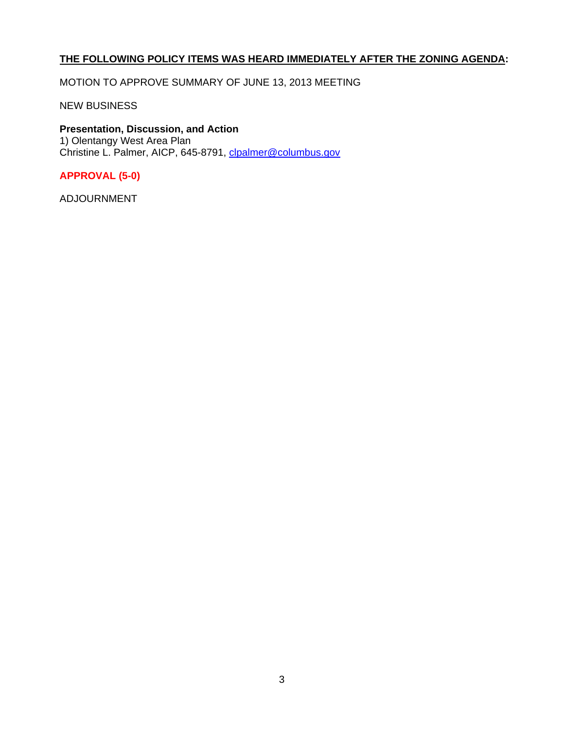**<u>THE FOLLOWING POLICY ITEMS WAS HEARD IMMEDIATELY AFTER THE ZONING AGENDA</u>:**

MOTION TO APPROVE SUMMARY OF JUNE 13, 2013 MEETING

NEW BUSINESS

**Presentation, Discussion, and Action**
1) Olentangy West Area Plan
Christine L. Palmer, AICP, 645-8791, clpalmer@columbus.gov

**APPROVAL (5-0)**

ADJOURNMENT